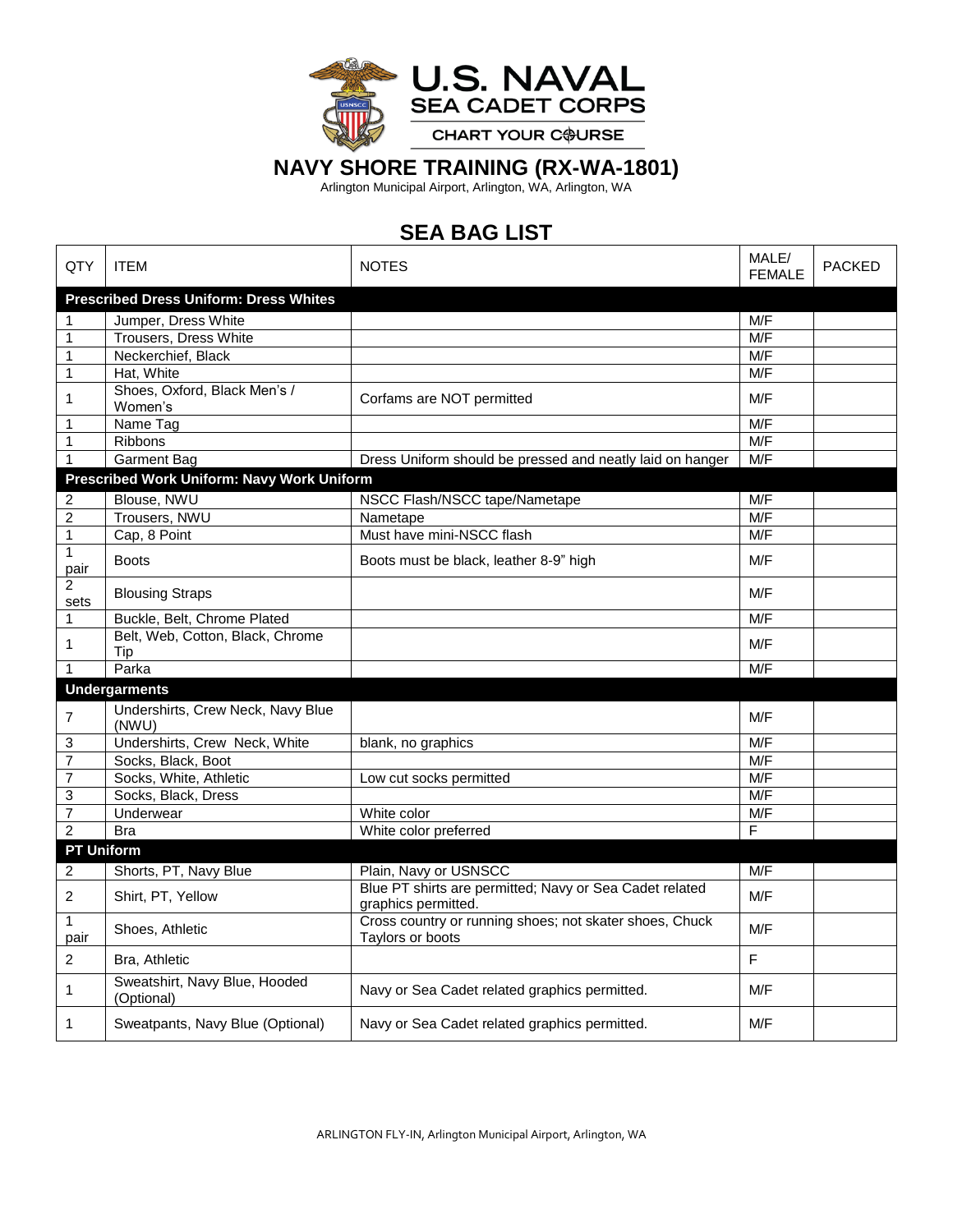# U.S. NAVAL SEA CADET CORPS

CHART YOUR COURSE

## NAVY SHORE TRAINING (RX-WA-1801)

Arlington Municipal Airport, Arlington, WA, Arlington, WA

## SEA BAG LIST

| QTY | ITEM | NOTES | MALE/ FEMALE | PACKED |
|---|---|---|---|---|
| **Prescribed Dress Uniform: Dress Whites** | | | | |
| 1 | Jumper, Dress White | | M/F | |
| 1 | Trousers, Dress White | | M/F | |
| 1 | Neckerchief, Black | | M/F | |
| 1 | Hat, White | | M/F | |
| 1 | Shoes, Oxford, Black Men's / Women's | Corfams are NOT permitted | M/F | |
| 1 | Name Tag | | M/F | |
| 1 | Ribbons | | M/F | |
| 1 | Garment Bag | Dress Uniform should be pressed and neatly laid on hanger | M/F | |
| **Prescribed Work Uniform: Navy Work Uniform** | | | | |
| 2 | Blouse, NWU | NSCC Flash/NSCC tape/Nametape | M/F | |
| 2 | Trousers, NWU | Nametape | M/F | |
| 1 | Cap, 8 Point | Must have mini-NSCC flash | M/F | |
| 1 pair | Boots | Boots must be black, leather 8-9" high | M/F | |
| 2 sets | Blousing Straps | | M/F | |
| 1 | Buckle, Belt, Chrome Plated | | M/F | |
| 1 | Belt, Web, Cotton, Black, Chrome Tip | | M/F | |
| 1 | Parka | | M/F | |
| **Undergarments** | | | | |
| 7 | Undershirts, Crew Neck, Navy Blue (NWU) | | M/F | |
| 3 | Undershirts, Crew Neck, White | blank, no graphics | M/F | |
| 7 | Socks, Black, Boot | | M/F | |
| 7 | Socks, White, Athletic | Low cut socks permitted | M/F | |
| 3 | Socks, Black, Dress | | M/F | |
| 7 | Underwear | White color | M/F | |
| 2 | Bra | White color preferred | F | |
| **PT Uniform** | | | | |
| 2 | Shorts, PT, Navy Blue | Plain, Navy or USNSCC | M/F | |
| 2 | Shirt, PT, Yellow | Blue PT shirts are permitted; Navy or Sea Cadet related graphics permitted. | M/F | |
| 1 pair | Shoes, Athletic | Cross country or running shoes; not skater shoes, Chuck Taylors or boots | M/F | |
| 2 | Bra, Athletic | | F | |
| 1 | Sweatshirt, Navy Blue, Hooded (Optional) | Navy or Sea Cadet related graphics permitted. | M/F | |
| 1 | Sweatpants, Navy Blue (Optional) | Navy or Sea Cadet related graphics permitted. | M/F | |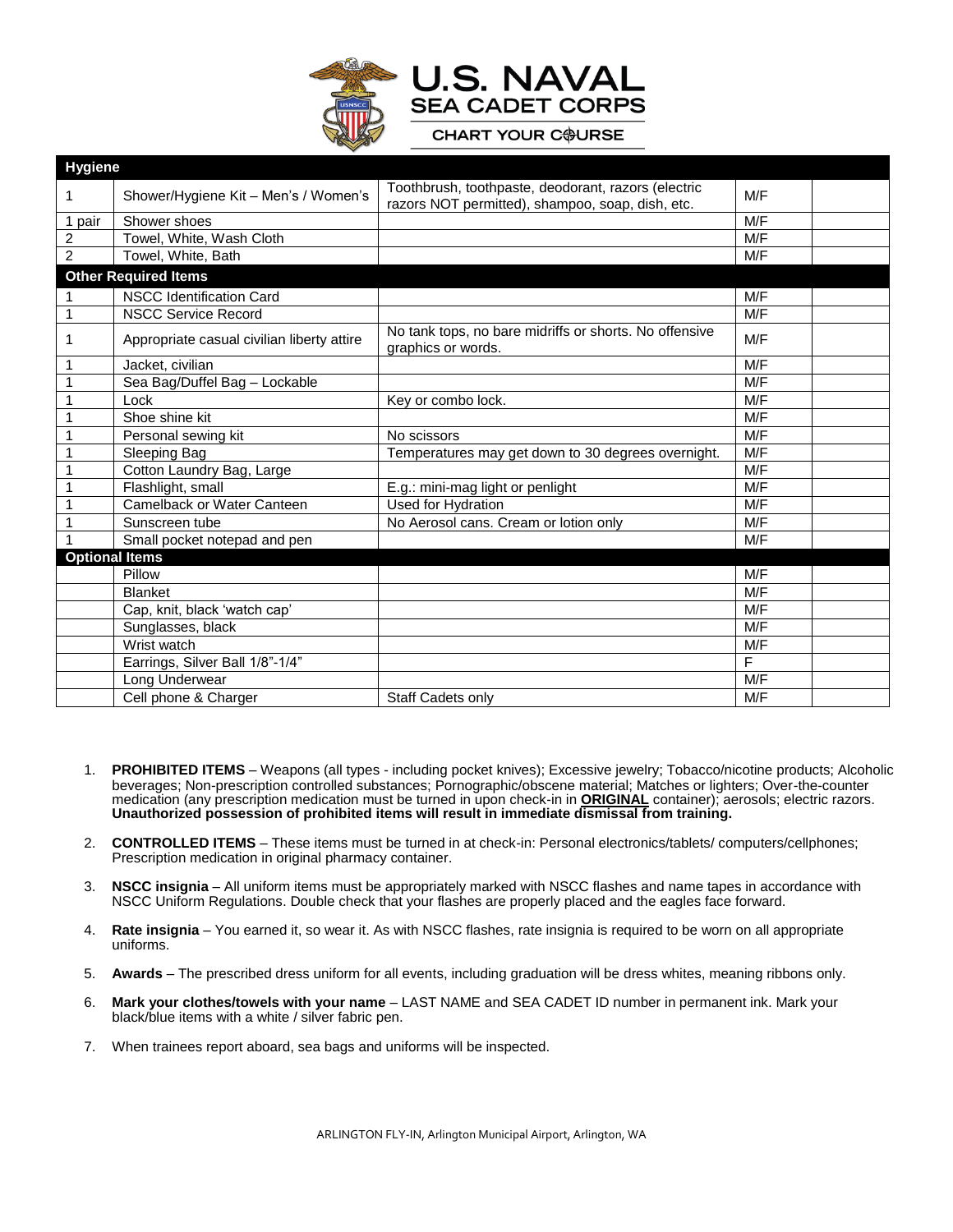U.S. NAVAL SEA CADET CORPS

CHART YOUR COURSE

| | | | | |
|---|---|---|---|---|
| **Hygiene** | | | | |
| 1 | Shower/Hygiene Kit – Men's / Women's | Toothbrush, toothpaste, deodorant, razors (electric razors NOT permitted), shampoo, soap, dish, etc. | M/F | |
| 1 pair | Shower shoes | | M/F | |
| 2 | Towel, White, Wash Cloth | | M/F | |
| 2 | Towel, White, Bath | | M/F | |
| **Other Required Items** | | | | |
| 1 | NSCC Identification Card | | M/F | |
| 1 | NSCC Service Record | | M/F | |
| 1 | Appropriate casual civilian liberty attire | No tank tops, no bare midriffs or shorts. No offensive graphics or words. | M/F | |
| 1 | Jacket, civilian | | M/F | |
| 1 | Sea Bag/Duffel Bag – Lockable | | M/F | |
| 1 | Lock | Key or combo lock. | M/F | |
| 1 | Shoe shine kit | | M/F | |
| 1 | Personal sewing kit | No scissors | M/F | |
| 1 | Sleeping Bag | Temperatures may get down to 30 degrees overnight. | M/F | |
| 1 | Cotton Laundry Bag, Large | | M/F | |
| 1 | Flashlight, small | E.g.: mini-mag light or penlight | M/F | |
| 1 | Camelback or Water Canteen | Used for Hydration | M/F | |
| 1 | Sunscreen tube | No Aerosol cans. Cream or lotion only | M/F | |
| 1 | Small pocket notepad and pen | | M/F | |
| **Optional Items** | | | | |
| | Pillow | | M/F | |
| | Blanket | | M/F | |
| | Cap, knit, black 'watch cap' | | M/F | |
| | Sunglasses, black | | M/F | |
| | Wrist watch | | M/F | |
| | Earrings, Silver Ball 1/8"-1/4" | | F | |
| | Long Underwear | | M/F | |
| | Cell phone & Charger | Staff Cadets only | M/F | |

1. **PROHIBITED ITEMS** – Weapons (all types - including pocket knives); Excessive jewelry; Tobacco/nicotine products; Alcoholic beverages; Non-prescription controlled substances; Pornographic/obscene material; Matches or lighters; Over-the-counter medication (any prescription medication must be turned in upon check-in in **ORIGINAL** container); aerosols; electric razors. **Unauthorized possession of prohibited items will result in immediate dismissal from training.**
2. **CONTROLLED ITEMS** – These items must be turned in at check-in: Personal electronics/tablets/ computers/cellphones; Prescription medication in original pharmacy container.
3. **NSCC insignia** – All uniform items must be appropriately marked with NSCC flashes and name tapes in accordance with NSCC Uniform Regulations. Double check that your flashes are properly placed and the eagles face forward.
4. **Rate insignia** – You earned it, so wear it. As with NSCC flashes, rate insignia is required to be worn on all appropriate uniforms.
5. **Awards** – The prescribed dress uniform for all events, including graduation will be dress whites, meaning ribbons only.
6. **Mark your clothes/towels with your name** – LAST NAME and SEA CADET ID number in permanent ink. Mark your black/blue items with a white / silver fabric pen.
7. When trainees report aboard, sea bags and uniforms will be inspected.